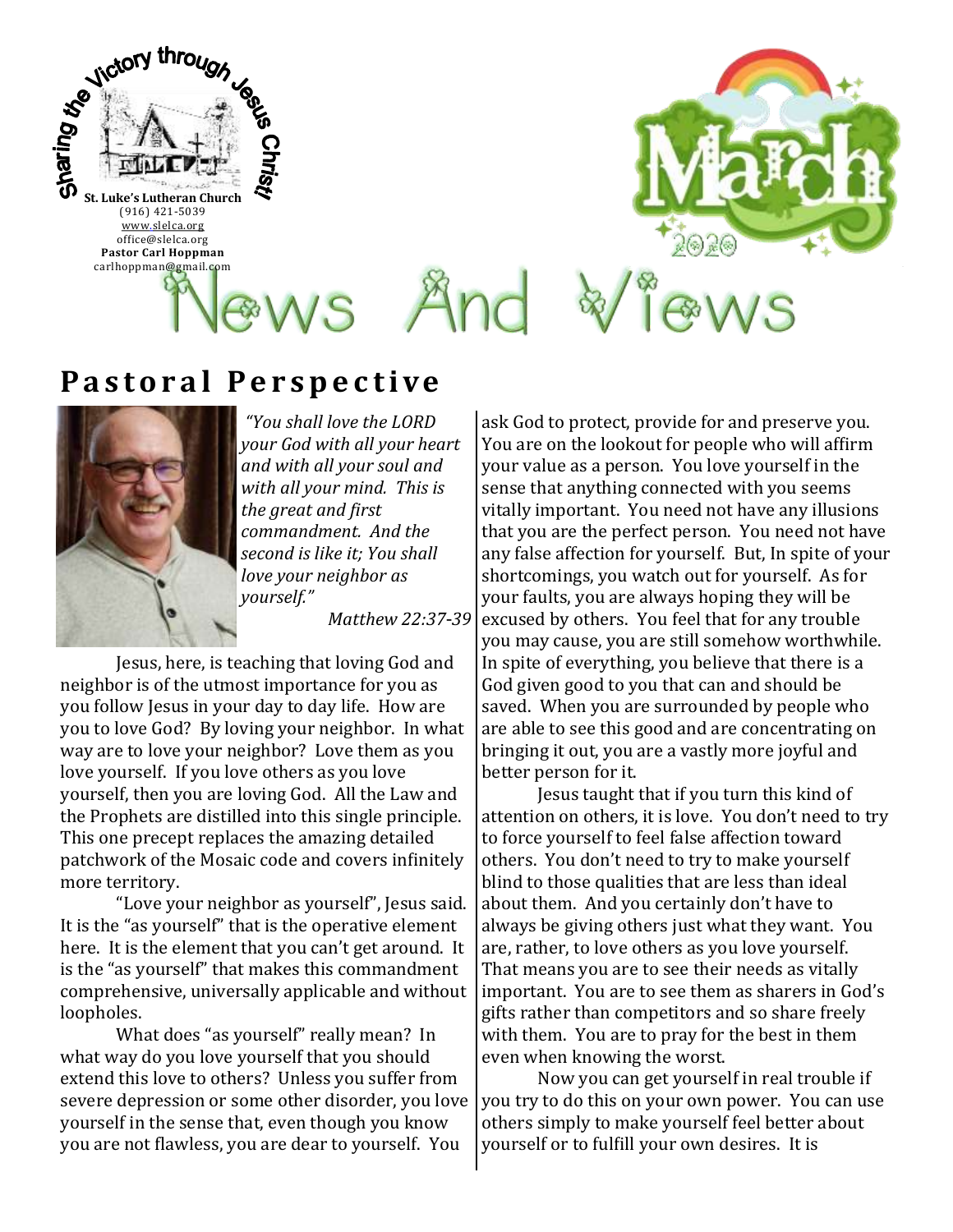Sharing the Victory through Jesus Christ!

**St. Luke's Lutheran Church**
(916) 421-5039
www.slelca.org
office@slelca.org
**Pastor Carl Hoppman**
carlhoppman@gmail.com

March 2020

# News And Views

## Pastoral Perspective

*"You shall love the LORD your God with all your heart and with all your soul and with all your mind. This is the great and first commandment. And the second is like it; You shall love your neighbor as yourself."*

*Matthew 22:37-39*

Jesus, here, is teaching that loving God and neighbor is of the utmost importance for you as you follow Jesus in your day to day life. How are you to love God? By loving your neighbor. In what way are to love your neighbor? Love them as you love yourself. If you love others as you love yourself, then you are loving God. All the Law and the Prophets are distilled into this single principle. This one precept replaces the amazing detailed patchwork of the Mosaic code and covers infinitely more territory.

"Love your neighbor as yourself", Jesus said. It is the "as yourself" that is the operative element here. It is the element that you can't get around. It is the "as yourself" that makes this commandment comprehensive, universally applicable and without loopholes.

What does "as yourself" really mean? In what way do you love yourself that you should extend this love to others? Unless you suffer from severe depression or some other disorder, you love yourself in the sense that, even though you know you are not flawless, you are dear to yourself. You ask God to protect, provide for and preserve you. You are on the lookout for people who will affirm your value as a person. You love yourself in the sense that anything connected with you seems vitally important. You need not have any illusions that you are the perfect person. You need not have any false affection for yourself. But, In spite of your shortcomings, you watch out for yourself. As for your faults, you are always hoping they will be excused by others. You feel that for any trouble you may cause, you are still somehow worthwhile. In spite of everything, you believe that there is a God given good to you that can and should be saved. When you are surrounded by people who are able to see this good and are concentrating on bringing it out, you are a vastly more joyful and better person for it.

Jesus taught that if you turn this kind of attention on others, it is love. You don't need to try to force yourself to feel false affection toward others. You don't need to try to make yourself blind to those qualities that are less than ideal about them. And you certainly don't have to always be giving others just what they want. You are, rather, to love others as you love yourself. That means you are to see their needs as vitally important. You are to see them as sharers in God's gifts rather than competitors and so share freely with them. You are to pray for the best in them even when knowing the worst.

Now you can get yourself in real trouble if you try to do this on your own power. You can use others simply to make yourself feel better about yourself or to fulfill your own desires. It is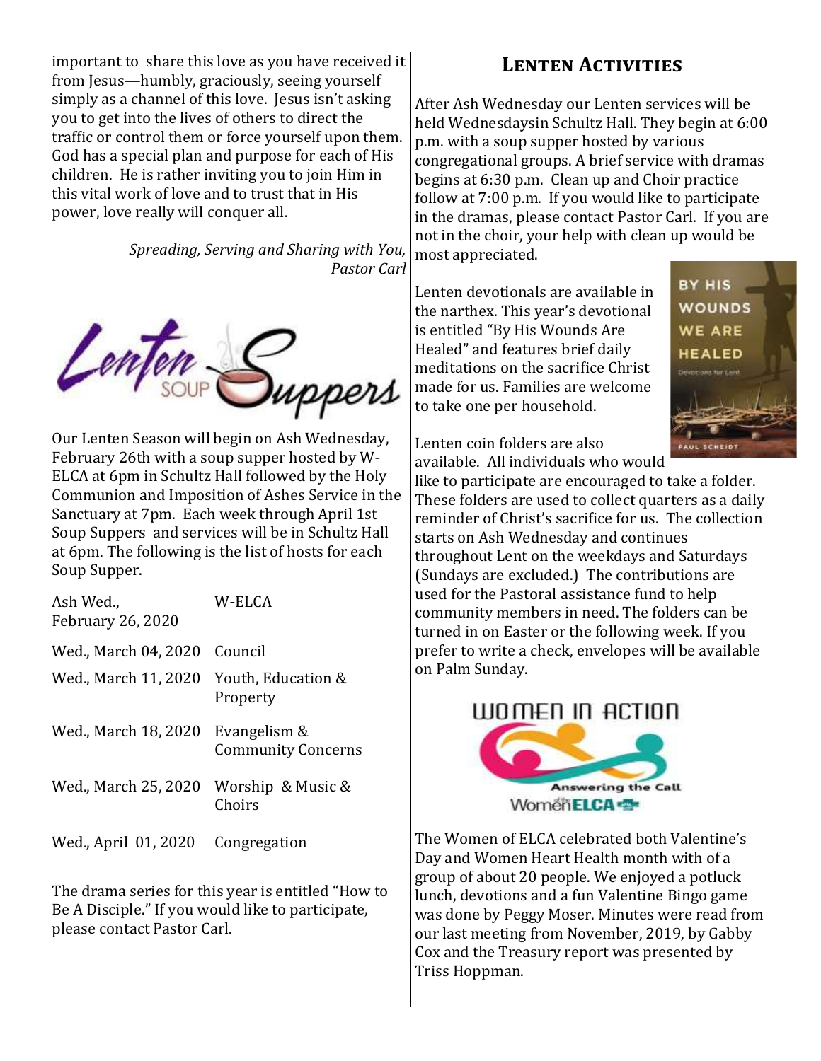important to share this love as you have received it from Jesus—humbly, graciously, seeing yourself simply as a channel of this love. Jesus isn't asking you to get into the lives of others to direct the traffic or control them or force yourself upon them. God has a special plan and purpose for each of His children. He is rather inviting you to join Him in this vital work of love and to trust that in His power, love really will conquer all.

*Spreading, Serving and Sharing with You,*
*Pastor Carl*

## Lenten Soup Suppers

Our Lenten Season will begin on Ash Wednesday, February 26th with a soup supper hosted by W-ELCA at 6pm in Schultz Hall followed by the Holy Communion and Imposition of Ashes Service in the Sanctuary at 7pm. Each week through April 1st Soup Suppers and services will be in Schultz Hall at 6pm. The following is the list of hosts for each Soup Supper.

| | |
|---|---|
| Ash Wed., February 26, 2020 | W-ELCA |
| Wed., March 04, 2020 | Council |
| Wed., March 11, 2020 | Youth, Education & Property |
| Wed., March 18, 2020 | Evangelism & Community Concerns |
| Wed., March 25, 2020 | Worship & Music & Choirs |
| Wed., April 01, 2020 | Congregation |

The drama series for this year is entitled "How to Be A Disciple." If you would like to participate, please contact Pastor Carl.

## Lenten Activities

After Ash Wednesday our Lenten services will be held Wednesdaysin Schultz Hall. They begin at 6:00 p.m. with a soup supper hosted by various congregational groups. A brief service with dramas begins at 6:30 p.m. Clean up and Choir practice follow at 7:00 p.m. If you would like to participate in the dramas, please contact Pastor Carl. If you are not in the choir, your help with clean up would be most appreciated.

Lenten devotionals are available in the narthex. This year's devotional is entitled "By His Wounds Are Healed" and features brief daily meditations on the sacrifice Christ made for us. Families are welcome to take one per household.

Lenten coin folders are also available. All individuals who would like to participate are encouraged to take a folder. These folders are used to collect quarters as a daily reminder of Christ's sacrifice for us. The collection starts on Ash Wednesday and continues throughout Lent on the weekdays and Saturdays (Sundays are excluded.) The contributions are used for the Pastoral assistance fund to help community members in need. The folders can be turned in on Easter or the following week. If you prefer to write a check, envelopes will be available on Palm Sunday.

## Women in Action

The Women of ELCA celebrated both Valentine's Day and Women Heart Health month with of a group of about 20 people. We enjoyed a potluck lunch, devotions and a fun Valentine Bingo game was done by Peggy Moser. Minutes were read from our last meeting from November, 2019, by Gabby Cox and the Treasury report was presented by Triss Hoppman.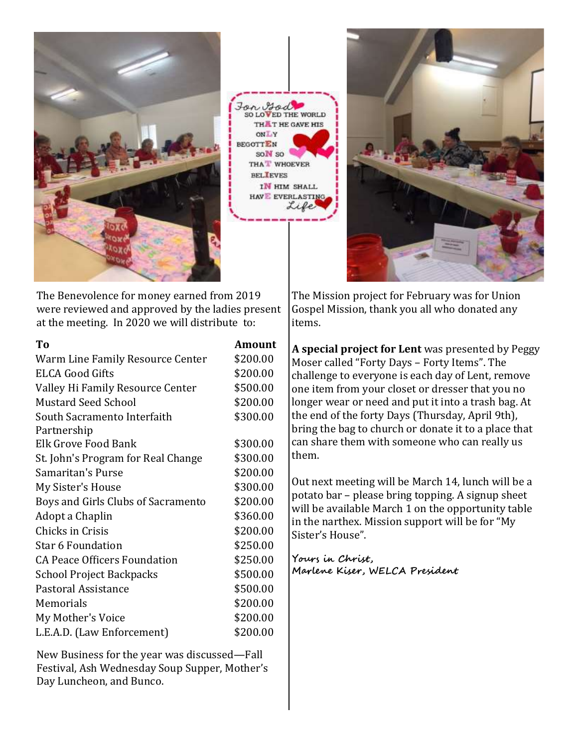The Benevolence for money earned from 2019 were reviewed and approved by the ladies present at the meeting. In 2020 we will distribute to:

| To | Amount |
| --- | --- |
| Warm Line Family Resource Center | $200.00 |
| ELCA Good Gifts | $200.00 |
| Valley Hi Family Resource Center | $500.00 |
| Mustard Seed School | $200.00 |
| South Sacramento Interfaith Partnership | $300.00 |
| Elk Grove Food Bank | $300.00 |
| St. John's Program for Real Change | $300.00 |
| Samaritan's Purse | $200.00 |
| My Sister's House | $300.00 |
| Boys and Girls Clubs of Sacramento | $200.00 |
| Adopt a Chaplin | $360.00 |
| Chicks in Crisis | $200.00 |
| Star 6 Foundation | $250.00 |
| CA Peace Officers Foundation | $250.00 |
| School Project Backpacks | $500.00 |
| Pastoral Assistance | $500.00 |
| Memorials | $200.00 |
| My Mother's Voice | $200.00 |
| L.E.A.D. (Law Enforcement) | $200.00 |

New Business for the year was discussed—Fall Festival, Ash Wednesday Soup Supper, Mother's Day Luncheon, and Bunco.

The Mission project for February was for Union Gospel Mission, thank you all who donated any items.

**A special project for Lent** was presented by Peggy Moser called "Forty Days – Forty Items". The challenge to everyone is each day of Lent, remove one item from your closet or dresser that you no longer wear or need and put it into a trash bag. At the end of the forty Days (Thursday, April 9th), bring the bag to church or donate it to a place that can share them with someone who can really us them.

Out next meeting will be March 14, lunch will be a potato bar – please bring topping. A signup sheet will be available March 1 on the opportunity table in the narthex. Mission support will be for "My Sister's House".

Yours in Christ,
Marlene Kiser, WELCA President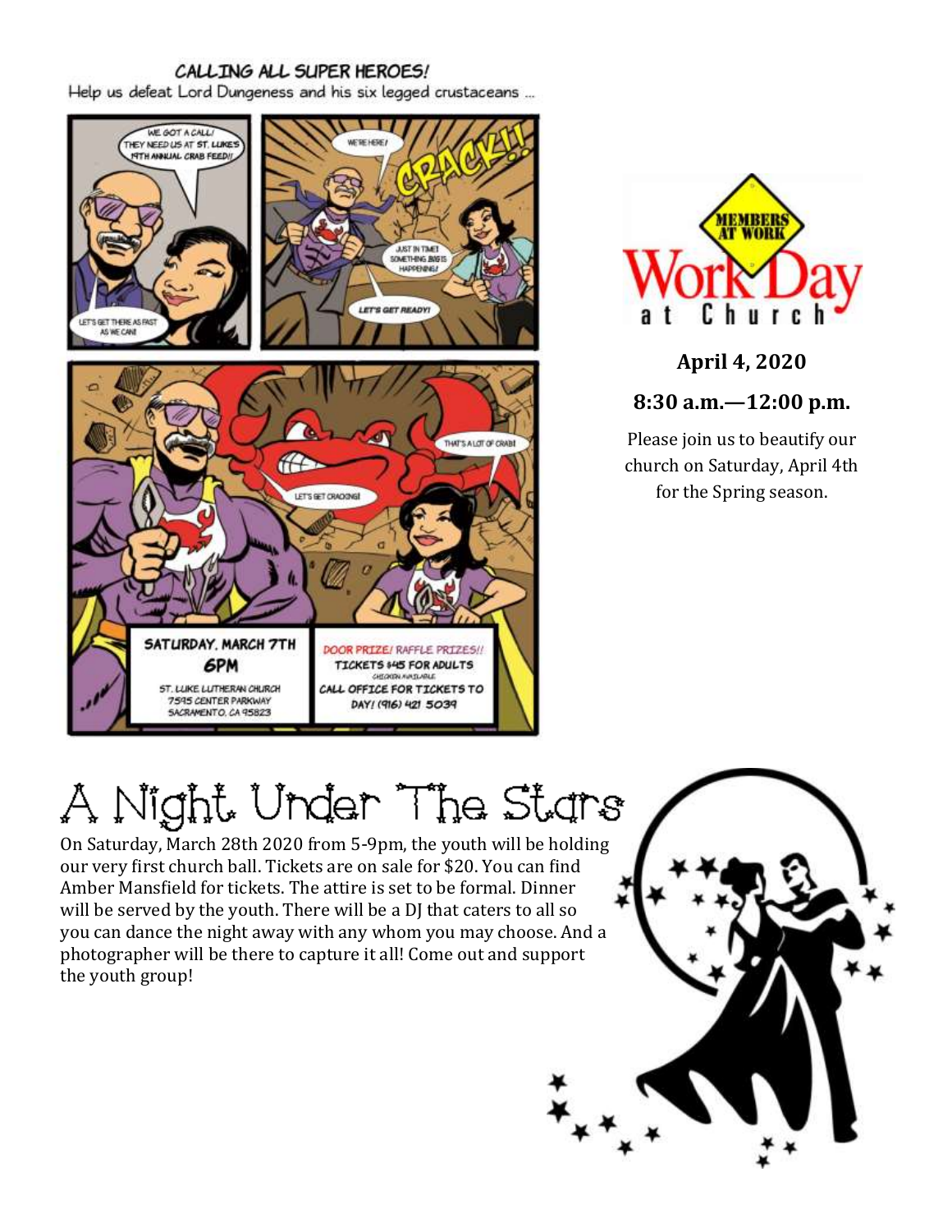CALLING ALL SUPER HEROES!

Help us defeat Lord Dungeness and his six legged crustaceans ...

WE GOT A CALL! THEY NEED US AT ST. LUKES 19TH ANNUAL CRAB FEED!!

LET'S GET THERE AS FAST AS WE CAN!

WE'RE HERE!

CRACK!!

JUST IN TIME! SOMETHING BIG IS HAPPENING!

LET'S GET READY!

THAT'S A LOT OF CRAB!

LET'S GET CRACKING!

**SATURDAY, MARCH 7TH**
**6PM**
ST. LUKE LUTHERAN CHURCH
7595 CENTER PARKWAY
SACRAMENTO, CA 95823

DOOR PRIZE! RAFFLE PRIZES!!
TICKETS $45 FOR ADULTS
CHICKEN AVAILABLE
CALL OFFICE FOR TICKETS TODAY! (916) 421 5039

MEMBERS AT WORK

# Work Day at Church

**April 4, 2020**

**8:30 a.m.—12:00 p.m.**

Please join us to beautify our church on Saturday, April 4th for the Spring season.

# A Night Under The Stars

On Saturday, March 28th 2020 from 5-9pm, the youth will be holding our very first church ball. Tickets are on sale for $20. You can find Amber Mansfield for tickets. The attire is set to be formal. Dinner will be served by the youth. There will be a DJ that caters to all so you can dance the night away with any whom you may choose. And a photographer will be there to capture it all! Come out and support the youth group!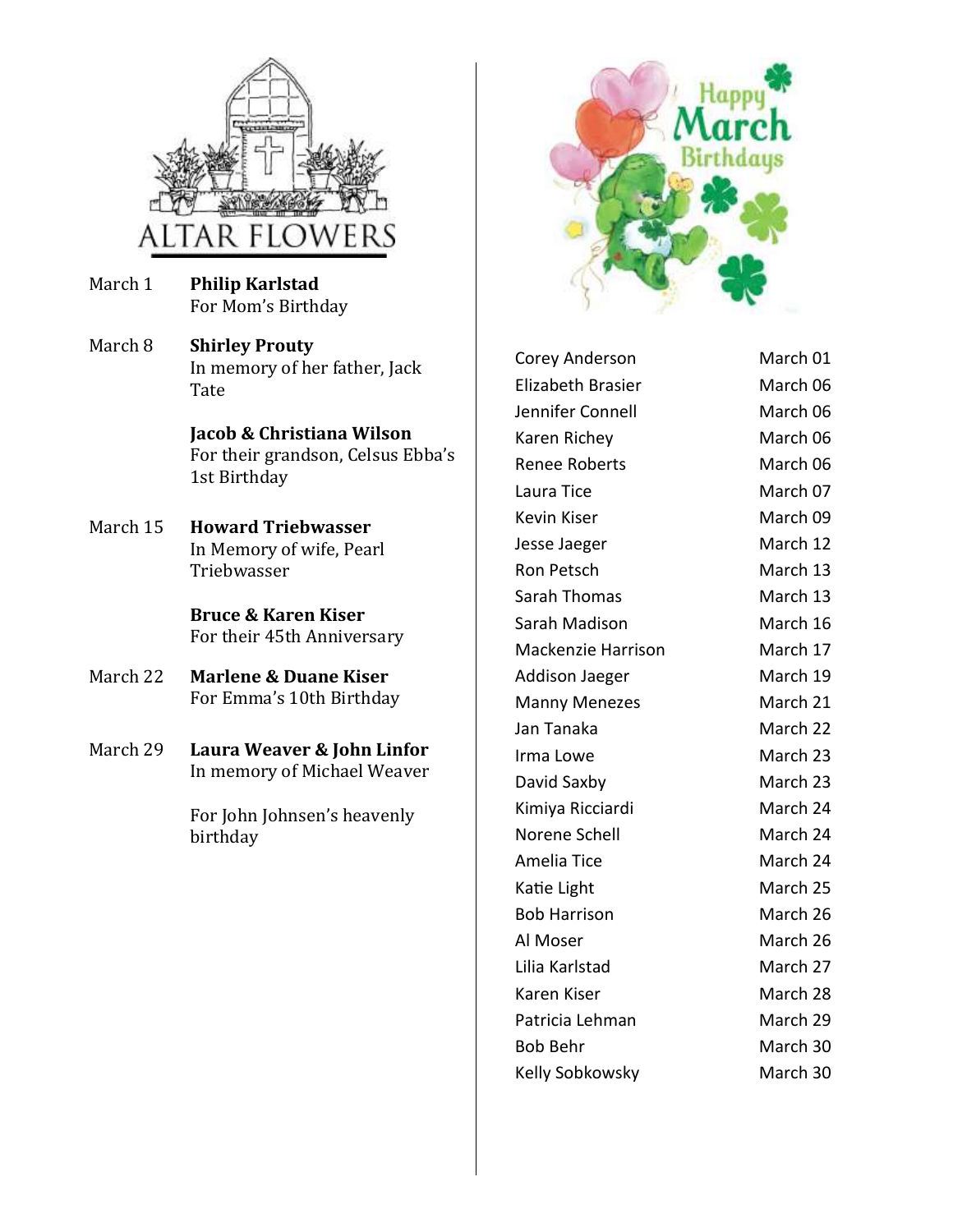# ALTAR FLOWERS

March 1 **Philip Karlstad**
For Mom's Birthday

March 8 **Shirley Prouty**
In memory of her father, Jack Tate

**Jacob & Christiana Wilson**
For their grandson, Celsus Ebba's 1st Birthday

March 15 **Howard Triebwasser**
In Memory of wife, Pearl Triebwasser

**Bruce & Karen Kiser**
For their 45th Anniversary

March 22 **Marlene & Duane Kiser**
For Emma's 10th Birthday

March 29 **Laura Weaver & John Linfor**
In memory of Michael Weaver

For John Johnsen's heavenly birthday

# Happy March Birthdays

| Name | Date |
|---|---|
| Corey Anderson | March 01 |
| Elizabeth Brasier | March 06 |
| Jennifer Connell | March 06 |
| Karen Richey | March 06 |
| Renee Roberts | March 06 |
| Laura Tice | March 07 |
| Kevin Kiser | March 09 |
| Jesse Jaeger | March 12 |
| Ron Petsch | March 13 |
| Sarah Thomas | March 13 |
| Sarah Madison | March 16 |
| Mackenzie Harrison | March 17 |
| Addison Jaeger | March 19 |
| Manny Menezes | March 21 |
| Jan Tanaka | March 22 |
| Irma Lowe | March 23 |
| David Saxby | March 23 |
| Kimiya Ricciardi | March 24 |
| Norene Schell | March 24 |
| Amelia Tice | March 24 |
| Katie Light | March 25 |
| Bob Harrison | March 26 |
| Al Moser | March 26 |
| Lilia Karlstad | March 27 |
| Karen Kiser | March 28 |
| Patricia Lehman | March 29 |
| Bob Behr | March 30 |
| Kelly Sobkowsky | March 30 |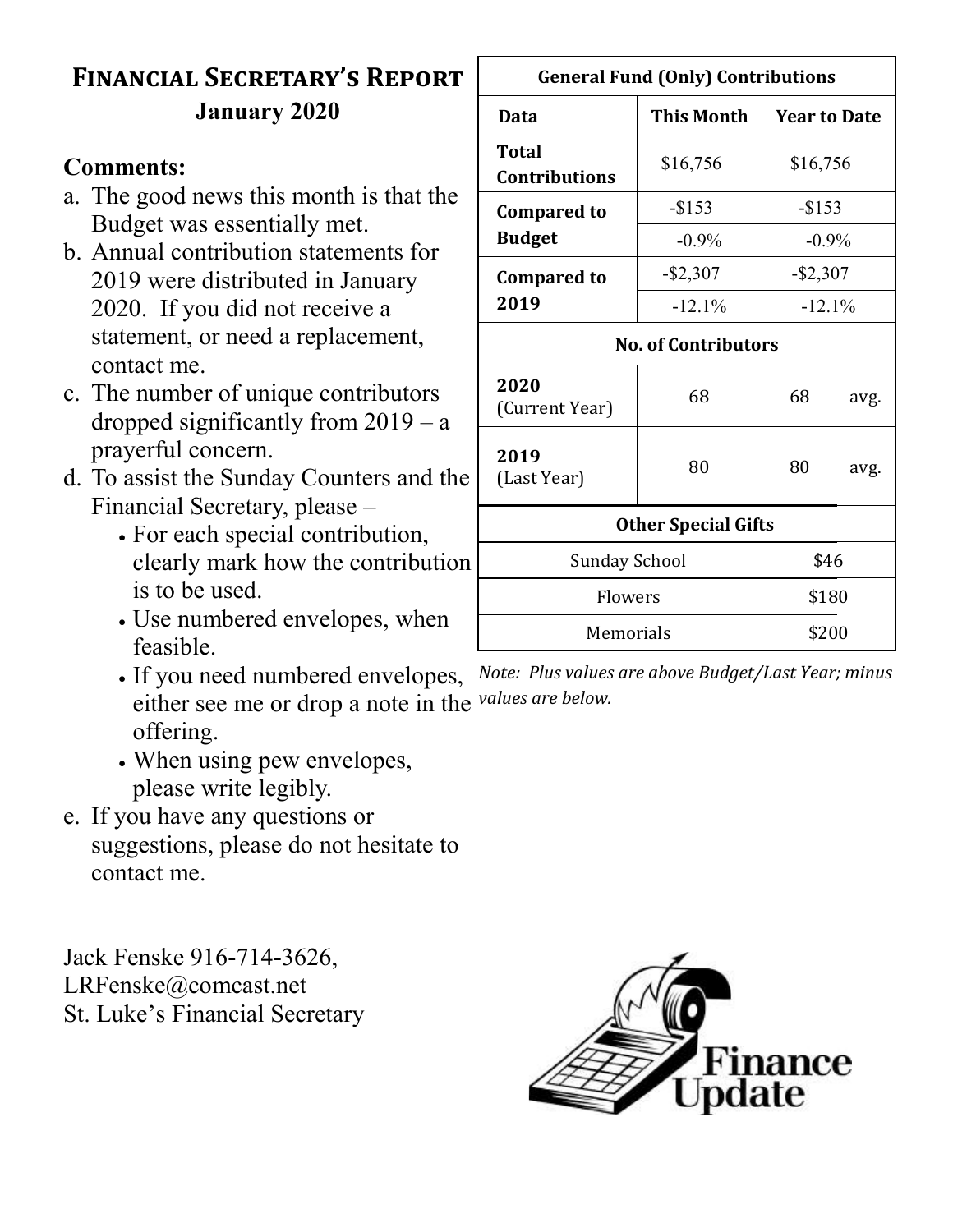## Financial Secretary's Report

**January 2020**

### Comments:

a. The good news this month is that the Budget was essentially met.
b. Annual contribution statements for 2019 were distributed in January 2020. If you did not receive a statement, or need a replacement, contact me.
c. The number of unique contributors dropped significantly from 2019 – a prayerful concern.
d. To assist the Sunday Counters and the Financial Secretary, please –
   - For each special contribution, clearly mark how the contribution is to be used.
   - Use numbered envelopes, when feasible.
   - If you need numbered envelopes, either see me or drop a note in the offering.
   - When using pew envelopes, please write legibly.
e. If you have any questions or suggestions, please do not hesitate to contact me.

Jack Fenske 916-714-3626,
LRFenske@comcast.net
St. Luke's Financial Secretary

| **General Fund (Only) Contributions** | | |
|---|---|---|
| **Data** | **This Month** | **Year to Date** |
| **Total Contributions** | $16,756 | $16,756 |
| **Compared to Budget** | -$153 | -$153 |
| | -0.9% | -0.9% |
| **Compared to 2019** | -$2,307 | -$2,307 |
| | -12.1% | -12.1% |
| **No. of Contributors** | | |
| **2020** (Current Year) | 68 | 68 avg. |
| **2019** (Last Year) | 80 | 80 avg. |
| **Other Special Gifts** | | |
| Sunday School | | $46 |
| Flowers | | $180 |
| Memorials | | $200 |

*Note: Plus values are above Budget/Last Year; minus values are below.*

Finance Update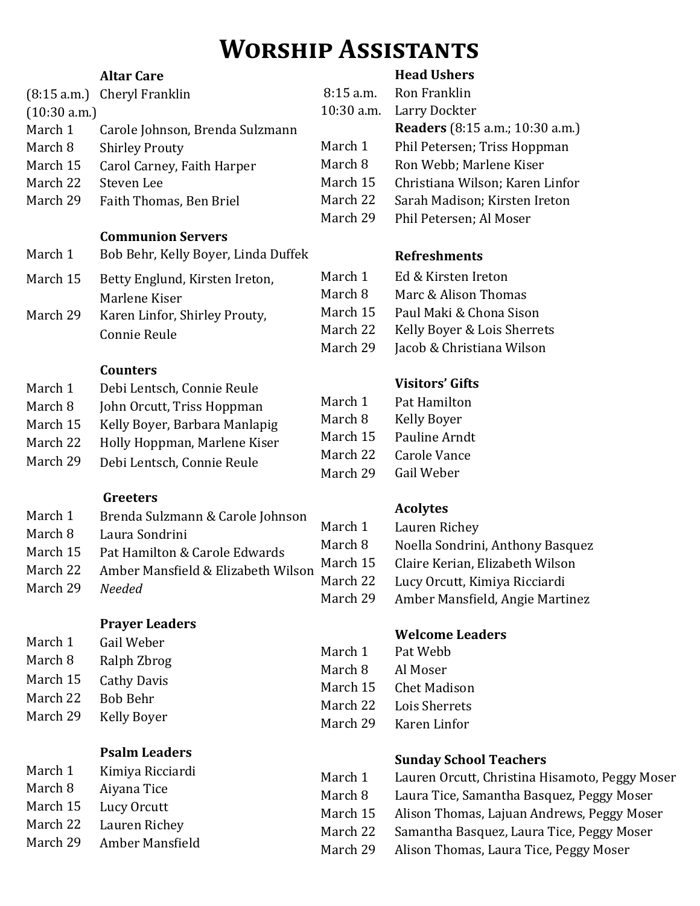# Worship Assistants

### Altar Care

| | |
|---|---|
| (8:15 a.m.) | Cheryl Franklin |
| (10:30 a.m.) | |
| March 1 | Carole Johnson, Brenda Sulzmann |
| March 8 | Shirley Prouty |
| March 15 | Carol Carney, Faith Harper |
| March 22 | Steven Lee |
| March 29 | Faith Thomas, Ben Briel |

### Communion Servers

| | |
|---|---|
| March 1 | Bob Behr, Kelly Boyer, Linda Duffek |
| March 15 | Betty Englund, Kirsten Ireton, Marlene Kiser |
| March 29 | Karen Linfor, Shirley Prouty, Connie Reule |

### Counters

| | |
|---|---|
| March 1 | Debi Lentsch, Connie Reule |
| March 8 | John Orcutt, Triss Hoppman |
| March 15 | Kelly Boyer, Barbara Manlapig |
| March 22 | Holly Hoppman, Marlene Kiser |
| March 29 | Debi Lentsch, Connie Reule |

### Greeters

| | |
|---|---|
| March 1 | Brenda Sulzmann & Carole Johnson |
| March 8 | Laura Sondrini |
| March 15 | Pat Hamilton & Carole Edwards |
| March 22 | Amber Mansfield & Elizabeth Wilson |
| March 29 | *Needed* |

### Prayer Leaders

| | |
|---|---|
| March 1 | Gail Weber |
| March 8 | Ralph Zbrog |
| March 15 | Cathy Davis |
| March 22 | Bob Behr |
| March 29 | Kelly Boyer |

### Psalm Leaders

| | |
|---|---|
| March 1 | Kimiya Ricciardi |
| March 8 | Aiyana Tice |
| March 15 | Lucy Orcutt |
| March 22 | Lauren Richey |
| March 29 | Amber Mansfield |

### Head Ushers

| | |
|---|---|
| 8:15 a.m. | Ron Franklin |
| 10:30 a.m. | Larry Dockter |

### Readers (8:15 a.m.; 10:30 a.m.)

| | |
|---|---|
| March 1 | Phil Petersen; Triss Hoppman |
| March 8 | Ron Webb; Marlene Kiser |
| March 15 | Christiana Wilson; Karen Linfor |
| March 22 | Sarah Madison; Kirsten Ireton |
| March 29 | Phil Petersen; Al Moser |

### Refreshments

| | |
|---|---|
| March 1 | Ed & Kirsten Ireton |
| March 8 | Marc & Alison Thomas |
| March 15 | Paul Maki & Chona Sison |
| March 22 | Kelly Boyer & Lois Sherrets |
| March 29 | Jacob & Christiana Wilson |

### Visitors' Gifts

| | |
|---|---|
| March 1 | Pat Hamilton |
| March 8 | Kelly Boyer |
| March 15 | Pauline Arndt |
| March 22 | Carole Vance |
| March 29 | Gail Weber |

### Acolytes

| | |
|---|---|
| March 1 | Lauren Richey |
| March 8 | Noella Sondrini, Anthony Basquez |
| March 15 | Claire Kerian, Elizabeth Wilson |
| March 22 | Lucy Orcutt, Kimiya Ricciardi |
| March 29 | Amber Mansfield, Angie Martinez |

### Welcome Leaders

| | |
|---|---|
| March 1 | Pat Webb |
| March 8 | Al Moser |
| March 15 | Chet Madison |
| March 22 | Lois Sherrets |
| March 29 | Karen Linfor |

### Sunday School Teachers

| | |
|---|---|
| March 1 | Lauren Orcutt, Christina Hisamoto, Peggy Moser |
| March 8 | Laura Tice, Samantha Basquez, Peggy Moser |
| March 15 | Alison Thomas, Lajuan Andrews, Peggy Moser |
| March 22 | Samantha Basquez, Laura Tice, Peggy Moser |
| March 29 | Alison Thomas, Laura Tice, Peggy Moser |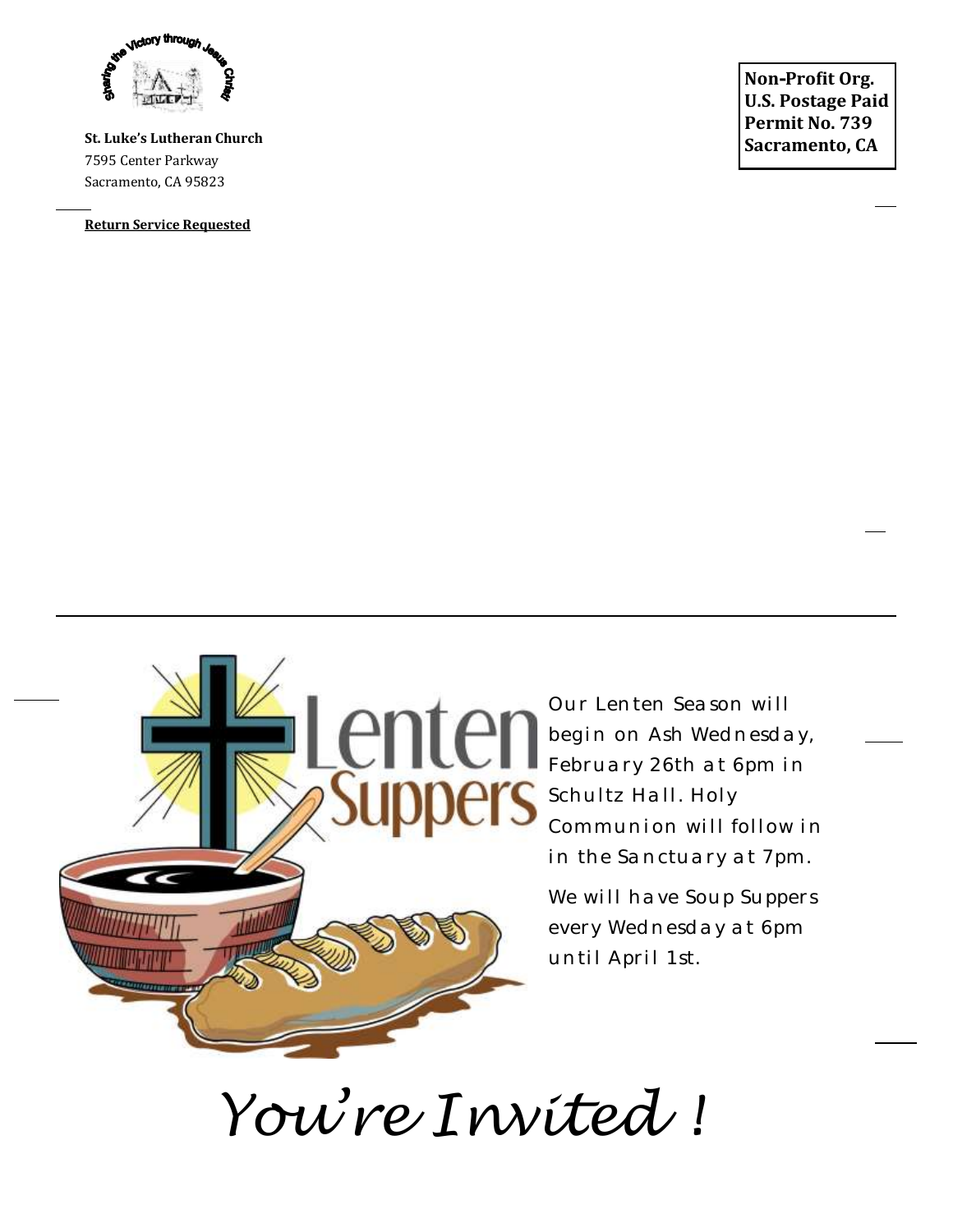**St. Luke's Lutheran Church**
7595 Center Parkway
Sacramento, CA 95823

**Return Service Requested**

**Non-Profit Org.**
**U.S. Postage Paid**
**Permit No. 739**
**Sacramento, CA**

Lenten Suppers

Our Lenten Season will begin on Ash Wednesday, February 26th at 6pm in Schultz Hall. Holy Communion will follow in in the Sanctuary at 7pm.

We will have Soup Suppers every Wednesday at 6pm until April 1st.

*You're Invited !*